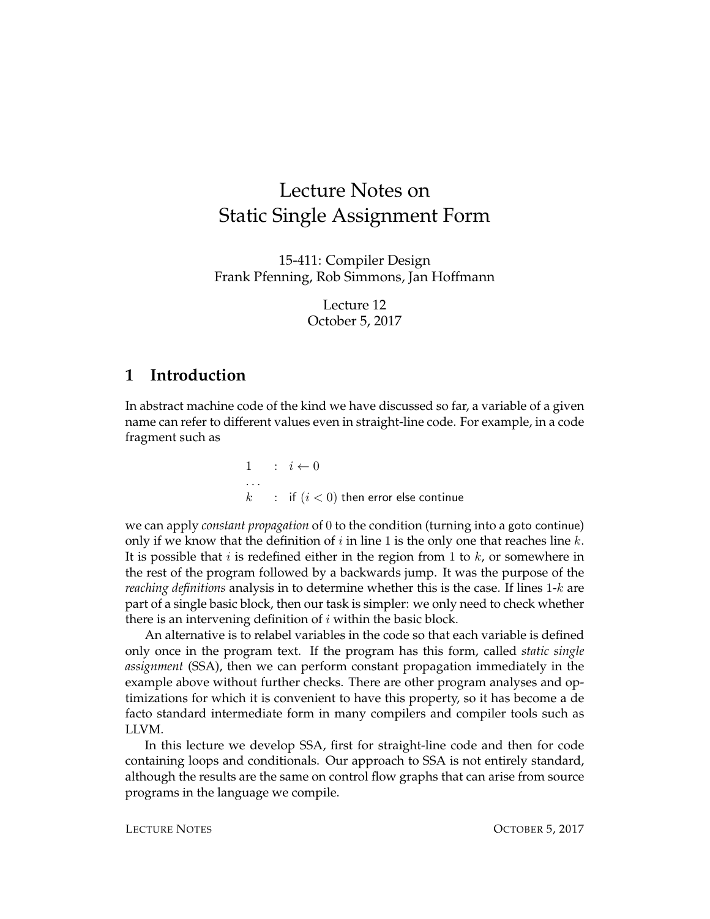# Lecture Notes on Static Single Assignment Form

15-411: Compiler Design
Frank Pfenning, Rob Simmons, Jan Hoffmann

Lecture 12
October 5, 2017

## 1 Introduction

In abstract machine code of the kind we have discussed so far, a variable of a given name can refer to different values even in straight-line code. For example, in a code fragment such as

$$
\begin{array}{lll}
1 & : & i \leftarrow 0 \\
\ldots & & \\
k & : & \textsf{if } (i < 0) \textsf{ then error else continue}
\end{array}
$$

we can apply *constant propagation* of $0$ to the condition (turning into a goto continue) only if we know that the definition of $i$ in line $1$ is the only one that reaches line $k$. It is possible that $i$ is redefined either in the region from $1$ to $k$, or somewhere in the rest of the program followed by a backwards jump. It was the purpose of the *reaching definitions* analysis in to determine whether this is the case. If lines $1$-$k$ are part of a single basic block, then our task is simpler: we only need to check whether there is an intervening definition of $i$ within the basic block.

An alternative is to relabel variables in the code so that each variable is defined only once in the program text. If the program has this form, called *static single assignment* (SSA), then we can perform constant propagation immediately in the example above without further checks. There are other program analyses and optimizations for which it is convenient to have this property, so it has become a de facto standard intermediate form in many compilers and compiler tools such as LLVM.

In this lecture we develop SSA, first for straight-line code and then for code containing loops and conditionals. Our approach to SSA is not entirely standard, although the results are the same on control flow graphs that can arise from source programs in the language we compile.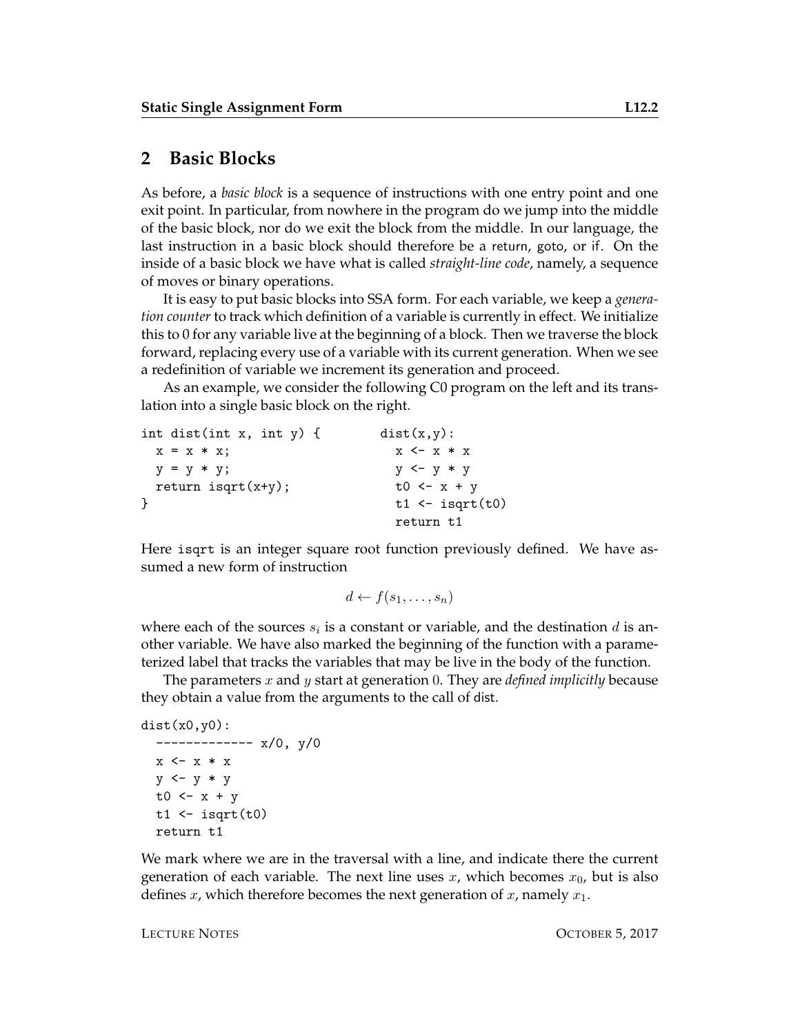## 2 Basic Blocks

As before, a *basic block* is a sequence of instructions with one entry point and one exit point. In particular, from nowhere in the program do we jump into the middle of the basic block, nor do we exit the block from the middle. In our language, the last instruction in a basic block should therefore be a return, goto, or if. On the inside of a basic block we have what is called *straight-line code*, namely, a sequence of moves or binary operations.

It is easy to put basic blocks into SSA form. For each variable, we keep a *generation counter* to track which definition of a variable is currently in effect. We initialize this to 0 for any variable live at the beginning of a block. Then we traverse the block forward, replacing every use of a variable with its current generation. When we see a redefinition of variable we increment its generation and proceed.

As an example, we consider the following C0 program on the left and its translation into a single basic block on the right.

```
int dist(int x, int y) {          dist(x,y):
  x = x * x;                        x <- x * x
  y = y * y;                        y <- y * y
  return isqrt(x+y);                t0 <- x + y
}                                   t1 <- isqrt(t0)
                                    return t1
```

Here isqrt is an integer square root function previously defined. We have assumed a new form of instruction

$$d \leftarrow f(s_1, \ldots, s_n)$$

where each of the sources $s_i$ is a constant or variable, and the destination $d$ is another variable. We have also marked the beginning of the function with a parameterized label that tracks the variables that may be live in the body of the function.

The parameters $x$ and $y$ start at generation 0. They are *defined implicitly* because they obtain a value from the arguments to the call of dist.

```
dist(x0,y0):
  ------------- x/0, y/0
  x <- x * x
  y <- y * y
  t0 <- x + y
  t1 <- isqrt(t0)
  return t1
```

We mark where we are in the traversal with a line, and indicate there the current generation of each variable. The next line uses $x$, which becomes $x_0$, but is also defines $x$, which therefore becomes the next generation of $x$, namely $x_1$.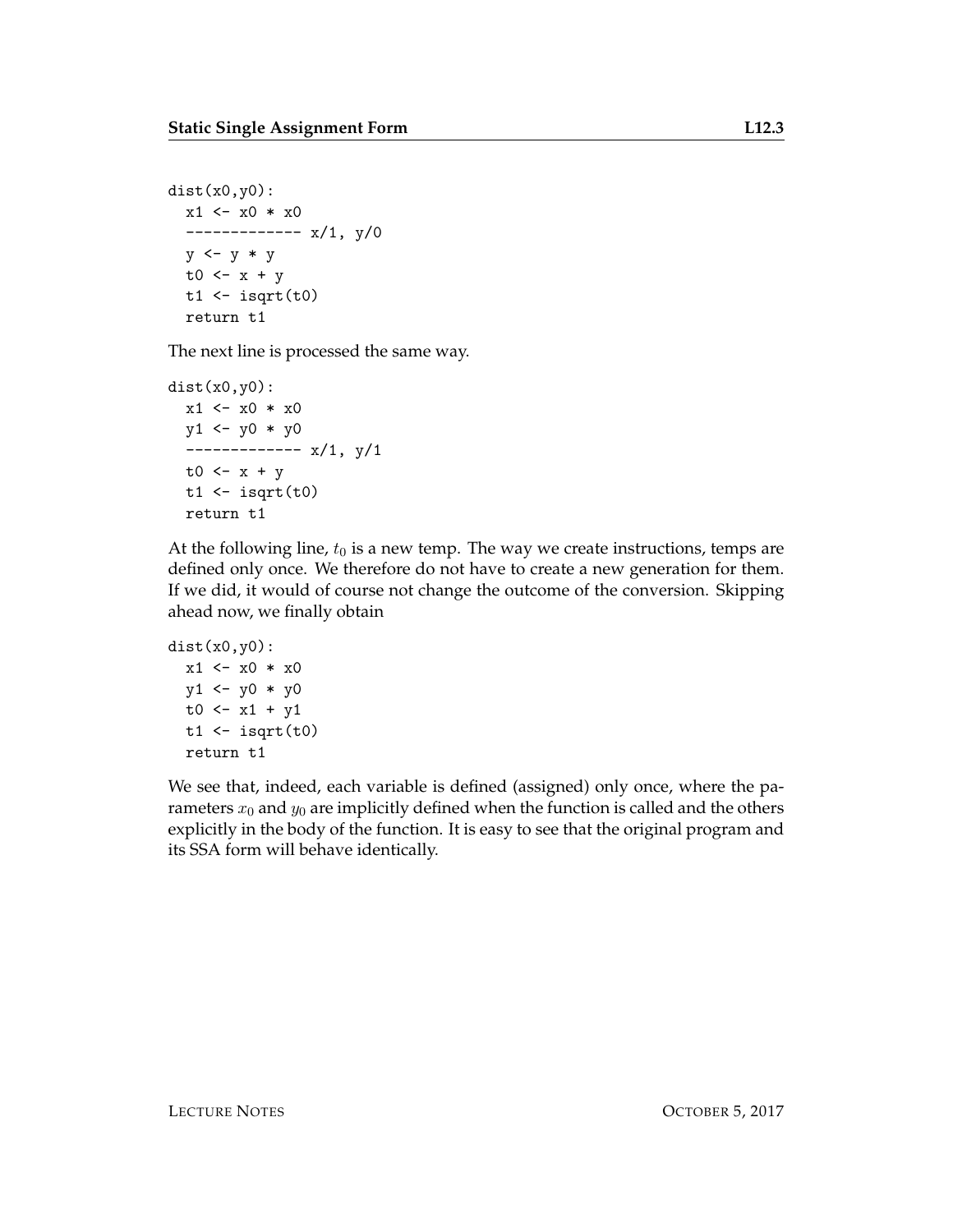```
dist(x0,y0):
  x1 <- x0 * x0
  ------------- x/1, y/0
  y <- y * y
  t0 <- x + y
  t1 <- isqrt(t0)
  return t1
```

The next line is processed the same way.

```
dist(x0,y0):
  x1 <- x0 * x0
  y1 <- y0 * y0
  ------------- x/1, y/1
  t0 <- x + y
  t1 <- isqrt(t0)
  return t1
```

At the following line, $t_0$ is a new temp. The way we create instructions, temps are defined only once. We therefore do not have to create a new generation for them. If we did, it would of course not change the outcome of the conversion. Skipping ahead now, we finally obtain

```
dist(x0,y0):
  x1 <- x0 * x0
  y1 <- y0 * y0
  t0 <- x1 + y1
  t1 <- isqrt(t0)
  return t1
```

We see that, indeed, each variable is defined (assigned) only once, where the parameters $x_0$ and $y_0$ are implicitly defined when the function is called and the others explicitly in the body of the function. It is easy to see that the original program and its SSA form will behave identically.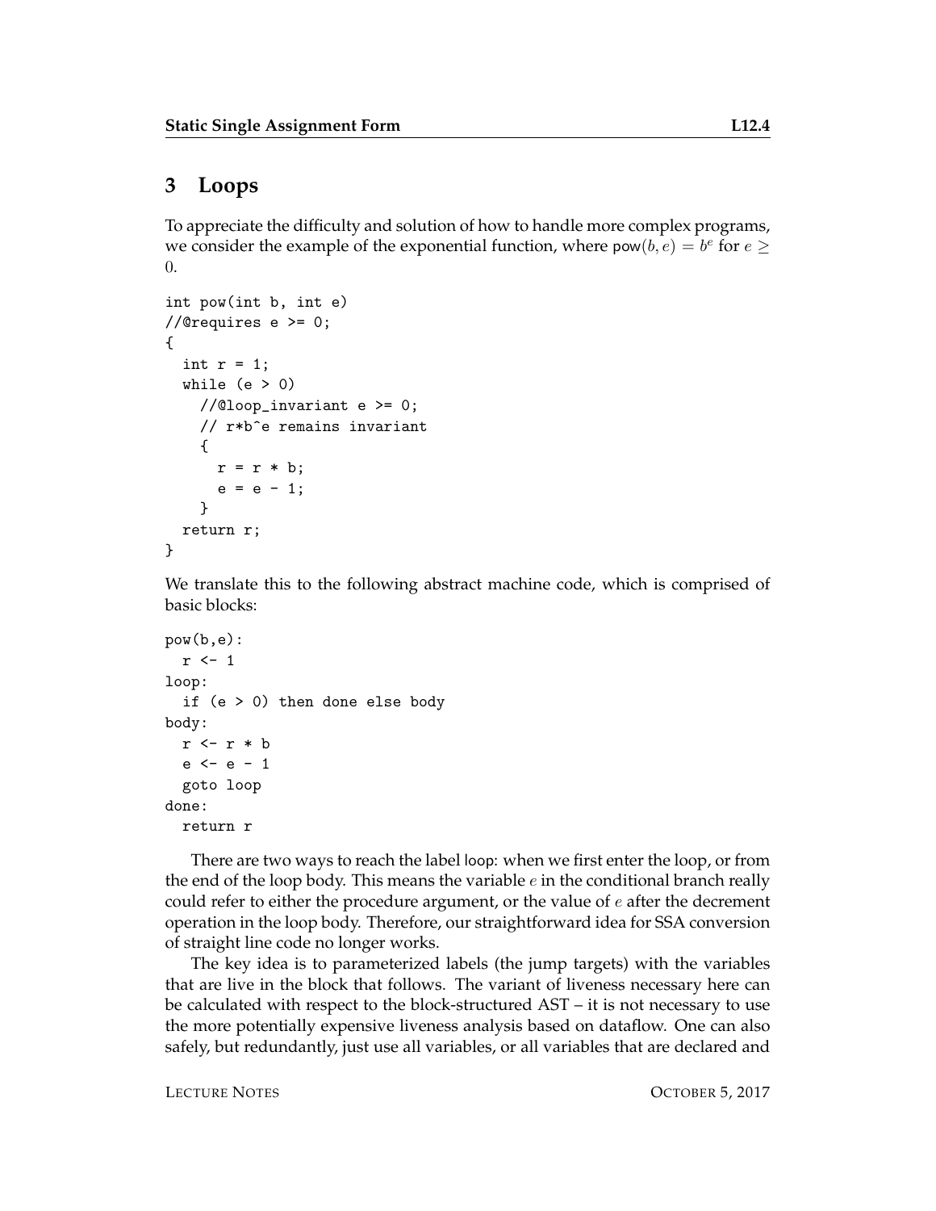## 3 Loops

To appreciate the difficulty and solution of how to handle more complex programs, we consider the example of the exponential function, where $\mathsf{pow}(b, e) = b^e$ for $e \geq 0$.

```
int pow(int b, int e)
//@requires e >= 0;
{
  int r = 1;
  while (e > 0)
    //@loop_invariant e >= 0;
    // r*b^e remains invariant
    {
      r = r * b;
      e = e - 1;
    }
  return r;
}
```

We translate this to the following abstract machine code, which is comprised of basic blocks:

```
pow(b,e):
  r <- 1
loop:
  if (e > 0) then done else body
body:
  r <- r * b
  e <- e - 1
  goto loop
done:
  return r
```

There are two ways to reach the label loop: when we first enter the loop, or from the end of the loop body. This means the variable $e$ in the conditional branch really could refer to either the procedure argument, or the value of $e$ after the decrement operation in the loop body. Therefore, our straightforward idea for SSA conversion of straight line code no longer works.

The key idea is to parameterized labels (the jump targets) with the variables that are live in the block that follows. The variant of liveness necessary here can be calculated with respect to the block-structured AST – it is not necessary to use the more potentially expensive liveness analysis based on dataflow. One can also safely, but redundantly, just use all variables, or all variables that are declared and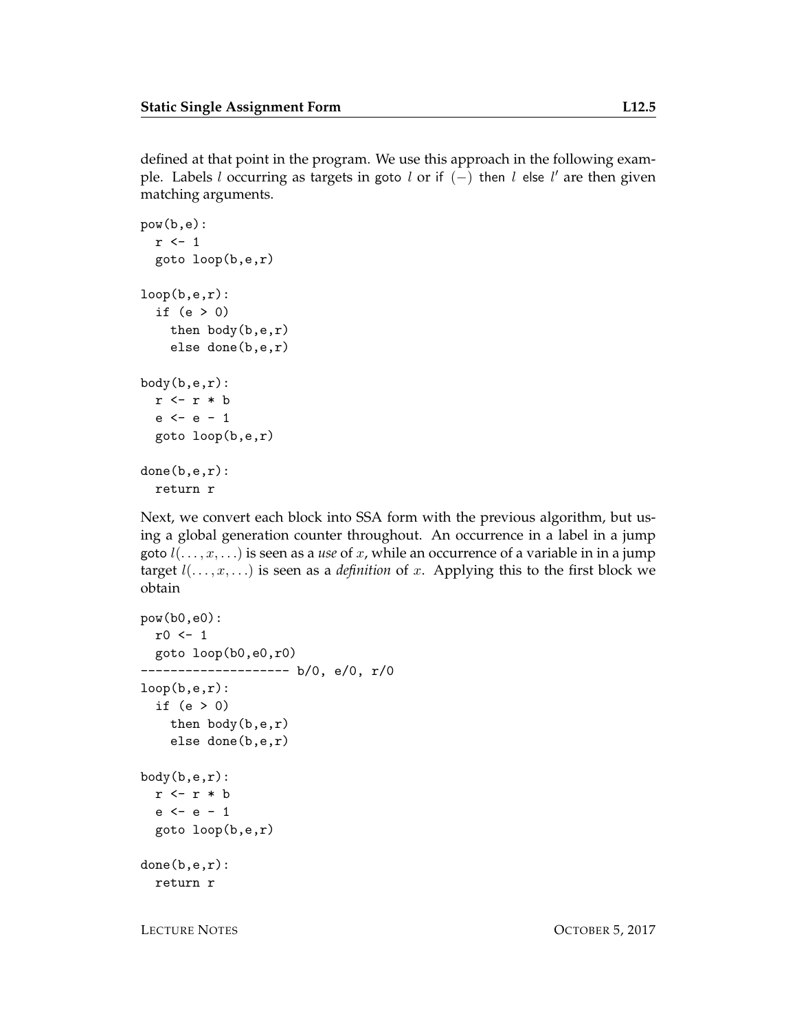defined at that point in the program. We use this approach in the following example. Labels $l$ occurring as targets in goto $l$ or if $(-)$ then $l$ else $l'$ are then given matching arguments.

```
pow(b,e):
  r <- 1
  goto loop(b,e,r)

loop(b,e,r):
  if (e > 0)
    then body(b,e,r)
    else done(b,e,r)

body(b,e,r):
  r <- r * b
  e <- e - 1
  goto loop(b,e,r)

done(b,e,r):
  return r
```

Next, we convert each block into SSA form with the previous algorithm, but using a global generation counter throughout. An occurrence in a label in a jump goto $l(\ldots, x, \ldots)$ is seen as a *use* of $x$, while an occurrence of a variable in in a jump target $l(\ldots, x, \ldots)$ is seen as a *definition* of $x$. Applying this to the first block we obtain

```
pow(b0,e0):
  r0 <- 1
  goto loop(b0,e0,r0)
-------------------- b/0, e/0, r/0
loop(b,e,r):
  if (e > 0)
    then body(b,e,r)
    else done(b,e,r)

body(b,e,r):
  r <- r * b
  e <- e - 1
  goto loop(b,e,r)

done(b,e,r):
  return r
```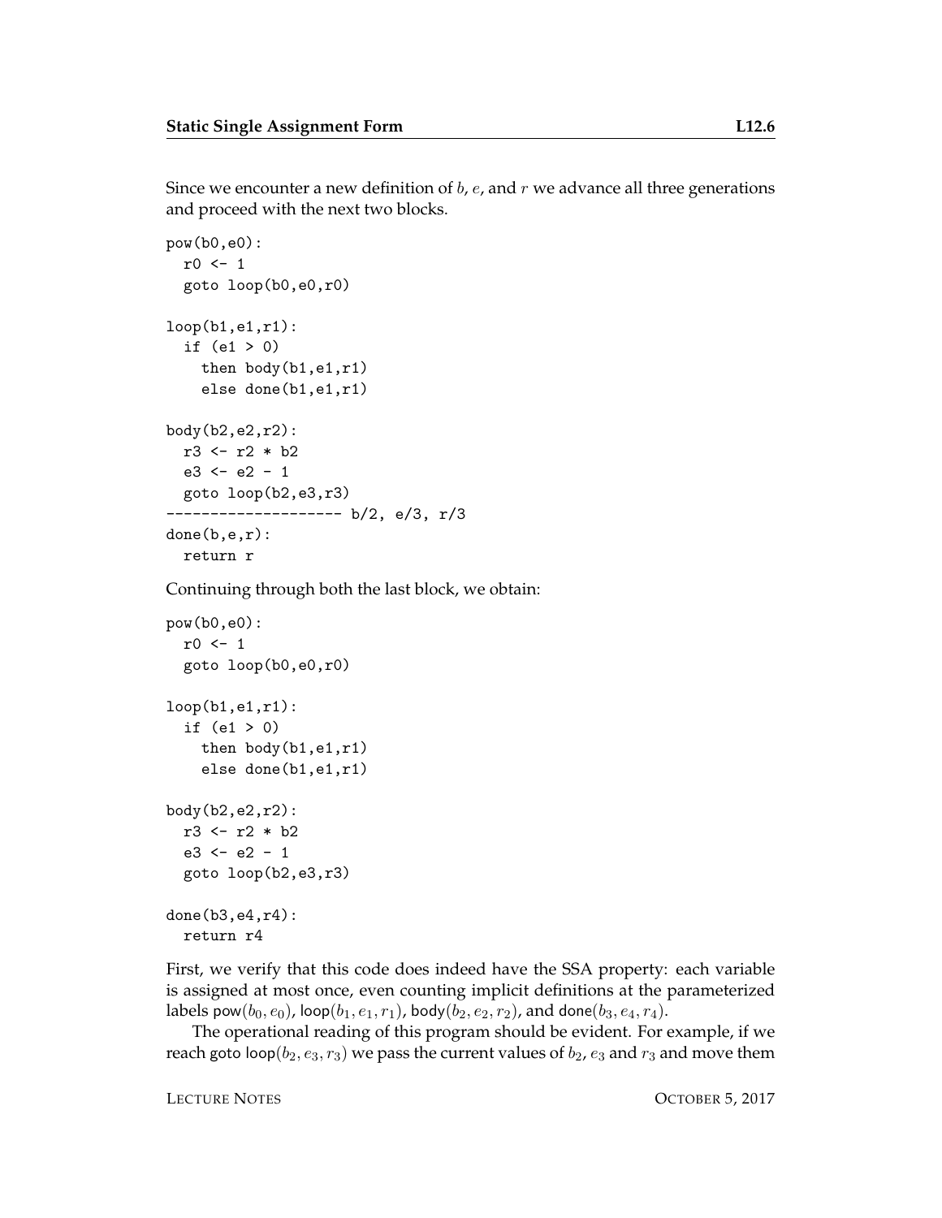Since we encounter a new definition of $b$, $e$, and $r$ we advance all three generations and proceed with the next two blocks.

```
pow(b0,e0):
  r0 <- 1
  goto loop(b0,e0,r0)

loop(b1,e1,r1):
  if (e1 > 0)
    then body(b1,e1,r1)
    else done(b1,e1,r1)

body(b2,e2,r2):
  r3 <- r2 * b2
  e3 <- e2 - 1
  goto loop(b2,e3,r3)
-------------------- b/2, e/3, r/3
done(b,e,r):
  return r
```

Continuing through both the last block, we obtain:

```
pow(b0,e0):
  r0 <- 1
  goto loop(b0,e0,r0)

loop(b1,e1,r1):
  if (e1 > 0)
    then body(b1,e1,r1)
    else done(b1,e1,r1)

body(b2,e2,r2):
  r3 <- r2 * b2
  e3 <- e2 - 1
  goto loop(b2,e3,r3)

done(b3,e4,r4):
  return r4
```

First, we verify that this code does indeed have the SSA property: each variable is assigned at most once, even counting implicit definitions at the parameterized labels $\mathsf{pow}(b_0, e_0)$, $\mathsf{loop}(b_1, e_1, r_1)$, $\mathsf{body}(b_2, e_2, r_2)$, and $\mathsf{done}(b_3, e_4, r_4)$.

The operational reading of this program should be evident. For example, if we reach goto $\mathsf{loop}(b_2, e_3, r_3)$ we pass the current values of $b_2$, $e_3$ and $r_3$ and move them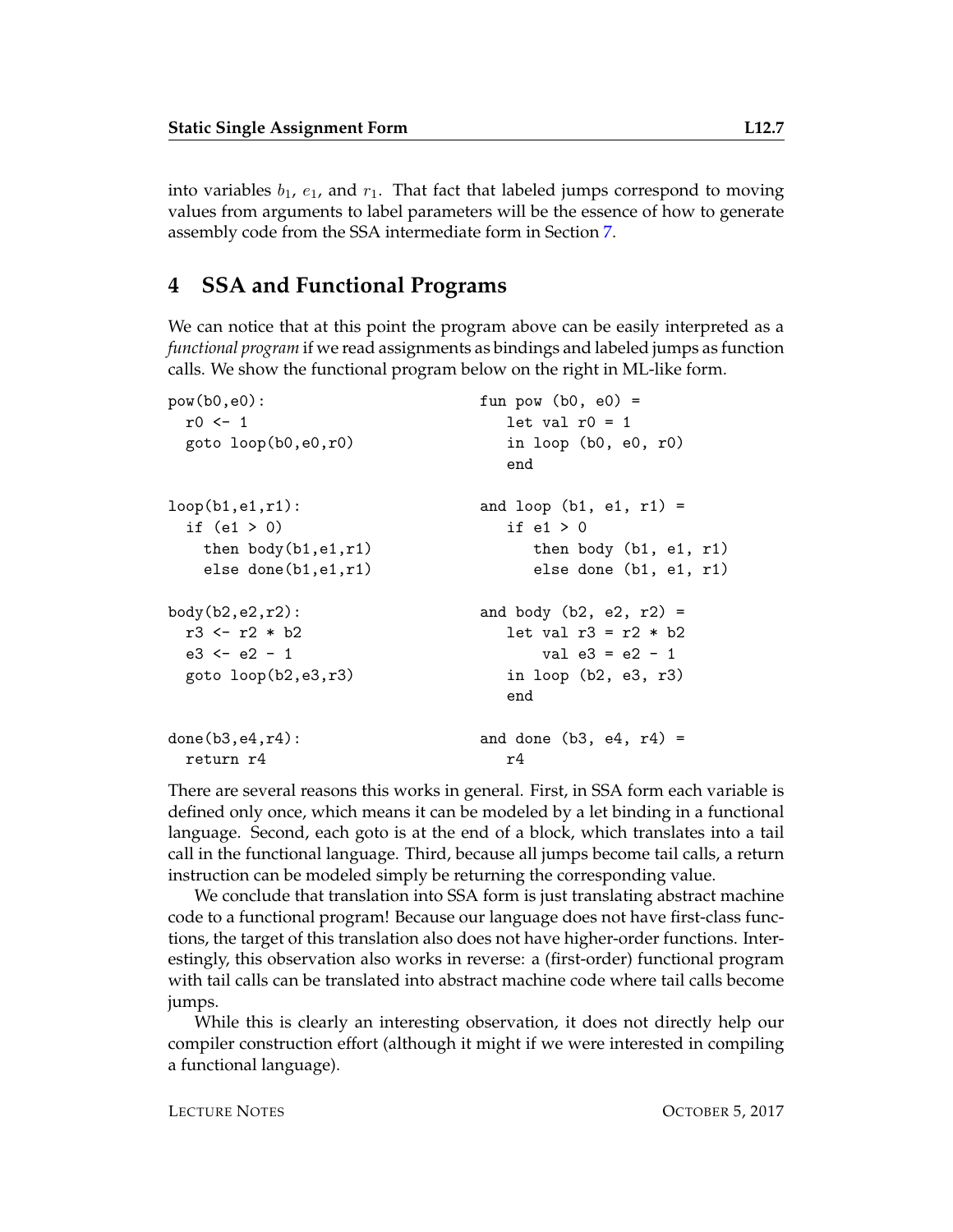into variables $b_1$, $e_1$, and $r_1$. That fact that labeled jumps correspond to moving values from arguments to label parameters will be the essence of how to generate assembly code from the SSA intermediate form in Section 7.

## 4 SSA and Functional Programs

We can notice that at this point the program above can be easily interpreted as a *functional program* if we read assignments as bindings and labeled jumps as function calls. We show the functional program below on the right in ML-like form.

```
pow(b0,e0):                     fun pow (b0, e0) =
  r0 <- 1                          let val r0 = 1
  goto loop(b0,e0,r0)              in loop (b0, e0, r0)
                                   end

loop(b1,e1,r1):                 and loop (b1, e1, r1) =
  if (e1 > 0)                      if e1 > 0
    then body(b1,e1,r1)               then body (b1, e1, r1)
    else done(b1,e1,r1)               else done (b1, e1, r1)

body(b2,e2,r2):                 and body (b2, e2, r2) =
  r3 <- r2 * b2                    let val r3 = r2 * b2
  e3 <- e2 - 1                         val e3 = e2 - 1
  goto loop(b2,e3,r3)              in loop (b2, e3, r3)
                                   end

done(b3,e4,r4):                 and done (b3, e4, r4) =
  return r4                        r4
```

There are several reasons this works in general. First, in SSA form each variable is defined only once, which means it can be modeled by a let binding in a functional language. Second, each goto is at the end of a block, which translates into a tail call in the functional language. Third, because all jumps become tail calls, a return instruction can be modeled simply be returning the corresponding value.

We conclude that translation into SSA form is just translating abstract machine code to a functional program! Because our language does not have first-class functions, the target of this translation also does not have higher-order functions. Interestingly, this observation also works in reverse: a (first-order) functional program with tail calls can be translated into abstract machine code where tail calls become jumps.

While this is clearly an interesting observation, it does not directly help our compiler construction effort (although it might if we were interested in compiling a functional language).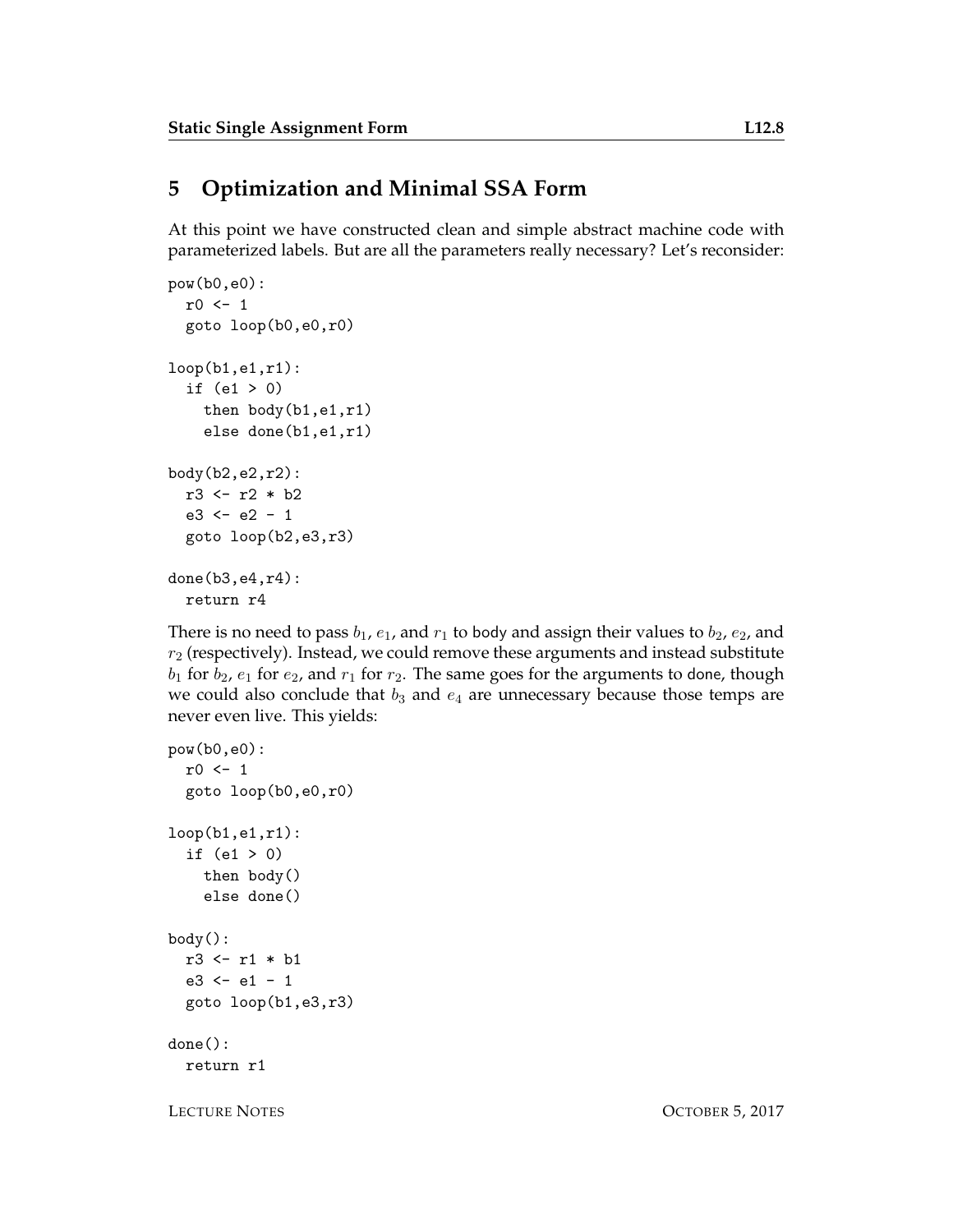## 5 Optimization and Minimal SSA Form

At this point we have constructed clean and simple abstract machine code with parameterized labels. But are all the parameters really necessary? Let's reconsider:

```
pow(b0,e0):
  r0 <- 1
  goto loop(b0,e0,r0)

loop(b1,e1,r1):
  if (e1 > 0)
    then body(b1,e1,r1)
    else done(b1,e1,r1)

body(b2,e2,r2):
  r3 <- r2 * b2
  e3 <- e2 - 1
  goto loop(b2,e3,r3)

done(b3,e4,r4):
  return r4
```

There is no need to pass $b_1$, $e_1$, and $r_1$ to body and assign their values to $b_2$, $e_2$, and $r_2$ (respectively). Instead, we could remove these arguments and instead substitute $b_1$ for $b_2$, $e_1$ for $e_2$, and $r_1$ for $r_2$. The same goes for the arguments to done, though we could also conclude that $b_3$ and $e_4$ are unnecessary because those temps are never even live. This yields:

```
pow(b0,e0):
  r0 <- 1
  goto loop(b0,e0,r0)

loop(b1,e1,r1):
  if (e1 > 0)
    then body()
    else done()

body():
  r3 <- r1 * b1
  e3 <- e1 - 1
  goto loop(b1,e3,r3)

done():
  return r1
```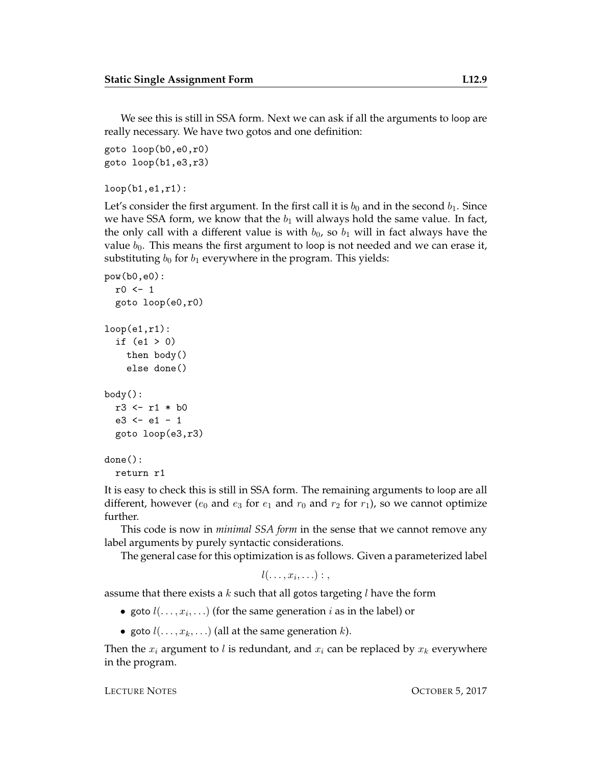We see this is still in SSA form. Next we can ask if all the arguments to loop are really necessary. We have two gotos and one definition:

```
goto loop(b0,e0,r0)
goto loop(b1,e3,r3)

loop(b1,e1,r1):
```

Let's consider the first argument. In the first call it is $b_0$ and in the second $b_1$. Since we have SSA form, we know that the $b_1$ will always hold the same value. In fact, the only call with a different value is with $b_0$, so $b_1$ will in fact always have the value $b_0$. This means the first argument to loop is not needed and we can erase it, substituting $b_0$ for $b_1$ everywhere in the program. This yields:

```
pow(b0,e0):
  r0 <- 1
  goto loop(e0,r0)

loop(e1,r1):
  if (e1 > 0)
    then body()
    else done()

body():
  r3 <- r1 * b0
  e3 <- e1 - 1
  goto loop(e3,r3)

done():
  return r1
```

It is easy to check this is still in SSA form. The remaining arguments to loop are all different, however ($e_0$ and $e_3$ for $e_1$ and $r_0$ and $r_2$ for $r_1$), so we cannot optimize further.

This code is now in *minimal SSA form* in the sense that we cannot remove any label arguments by purely syntactic considerations.

The general case for this optimization is as follows. Given a parameterized label

$$l(\ldots, x_i, \ldots):,$$

assume that there exists a $k$ such that all gotos targeting $l$ have the form

- goto $l(\ldots, x_i, \ldots)$ (for the same generation $i$ as in the label) or
- goto $l(\ldots, x_k, \ldots)$ (all at the same generation $k$).

Then the $x_i$ argument to $l$ is redundant, and $x_i$ can be replaced by $x_k$ everywhere in the program.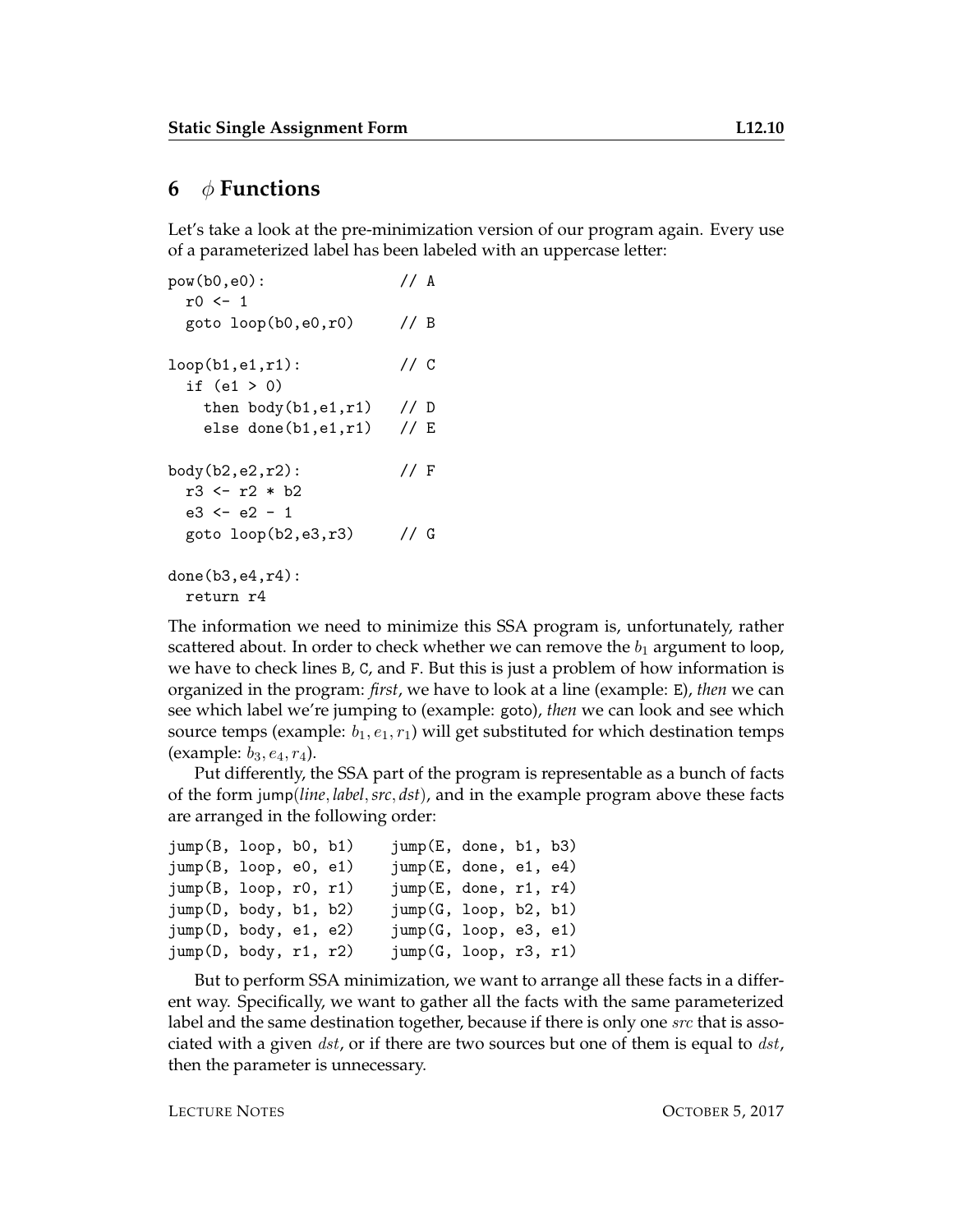## 6 $\phi$ Functions

Let's take a look at the pre-minimization version of our program again. Every use of a parameterized label has been labeled with an uppercase letter:

```
pow(b0,e0):                // A
  r0 <- 1
  goto loop(b0,e0,r0)      // B

loop(b1,e1,r1):            // C
  if (e1 > 0)
    then body(b1,e1,r1)    // D
    else done(b1,e1,r1)    // E

body(b2,e2,r2):            // F
  r3 <- r2 * b2
  e3 <- e2 - 1
  goto loop(b2,e3,r3)      // G

done(b3,e4,r4):
  return r4
```

The information we need to minimize this SSA program is, unfortunately, rather scattered about. In order to check whether we can remove the $b_1$ argument to loop, we have to check lines B, C, and F. But this is just a problem of how information is organized in the program: *first*, we have to look at a line (example: E), *then* we can see which label we're jumping to (example: goto), *then* we can look and see which source temps (example: $b_1, e_1, r_1$) will get substituted for which destination temps (example: $b_3, e_4, r_4$).

Put differently, the SSA part of the program is representable as a bunch of facts of the form jump(*line*, *label*, *src*, *dst*), and in the example program above these facts are arranged in the following order:

```
jump(B, loop, b0, b1)    jump(E, done, b1, b3)
jump(B, loop, e0, e1)    jump(E, done, e1, e4)
jump(B, loop, r0, r1)    jump(E, done, r1, r4)
jump(D, body, b1, b2)    jump(G, loop, b2, b1)
jump(D, body, e1, e2)    jump(G, loop, e3, e1)
jump(D, body, r1, r2)    jump(G, loop, r3, r1)
```

But to perform SSA minimization, we want to arrange all these facts in a different way. Specifically, we want to gather all the facts with the same parameterized label and the same destination together, because if there is only one $src$ that is associated with a given $dst$, or if there are two sources but one of them is equal to $dst$, then the parameter is unnecessary.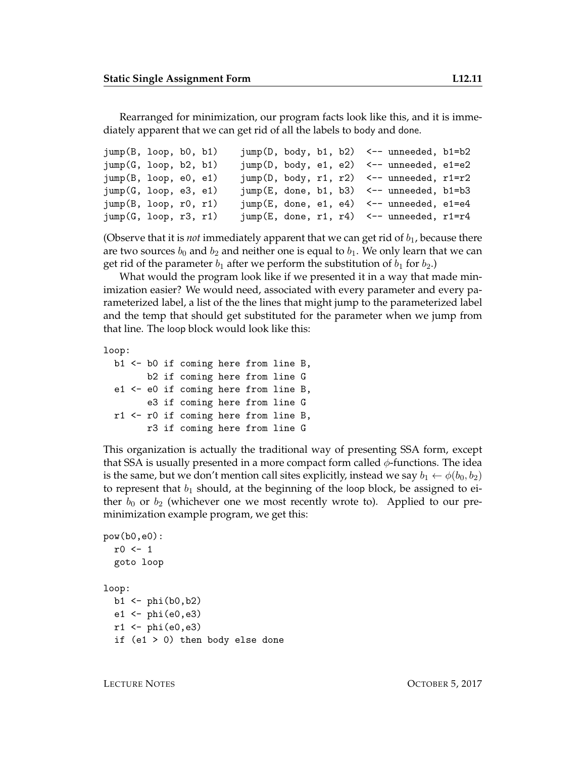Rearranged for minimization, our program facts look like this, and it is immediately apparent that we can get rid of all the labels to body and done.

```
jump(B, loop, b0, b1)    jump(D, body, b1, b2)  <-- unneeded, b1=b2
jump(G, loop, b2, b1)    jump(D, body, e1, e2)  <-- unneeded, e1=e2
jump(B, loop, e0, e1)    jump(D, body, r1, r2)  <-- unneeded, r1=r2
jump(G, loop, e3, e1)    jump(E, done, b1, b3)  <-- unneeded, b1=b3
jump(B, loop, r0, r1)    jump(E, done, e1, e4)  <-- unneeded, e1=e4
jump(G, loop, r3, r1)    jump(E, done, r1, r4)  <-- unneeded, r1=r4
```

(Observe that it is *not* immediately apparent that we can get rid of $b_1$, because there are two sources $b_0$ and $b_2$ and neither one is equal to $b_1$. We only learn that we can get rid of the parameter $b_1$ after we perform the substitution of $b_1$ for $b_2$.)

What would the program look like if we presented it in a way that made minimization easier? We would need, associated with every parameter and every parameterized label, a list of the the lines that might jump to the parameterized label and the temp that should get substituted for the parameter when we jump from that line. The loop block would look like this:

```
loop:
  b1 <- b0 if coming here from line B,
        b2 if coming here from line G
  e1 <- e0 if coming here from line B,
        e3 if coming here from line G
  r1 <- r0 if coming here from line B,
        r3 if coming here from line G
```

This organization is actually the traditional way of presenting SSA form, except that SSA is usually presented in a more compact form called $\phi$-functions. The idea is the same, but we don't mention call sites explicitly, instead we say $b_1 \leftarrow \phi(b_0, b_2)$ to represent that $b_1$ should, at the beginning of the loop block, be assigned to either $b_0$ or $b_2$ (whichever one we most recently wrote to). Applied to our pre-minimization example program, we get this:

```
pow(b0,e0):
  r0 <- 1
  goto loop

loop:
  b1 <- phi(b0,b2)
  e1 <- phi(e0,e3)
  r1 <- phi(e0,e3)
  if (e1 > 0) then body else done
```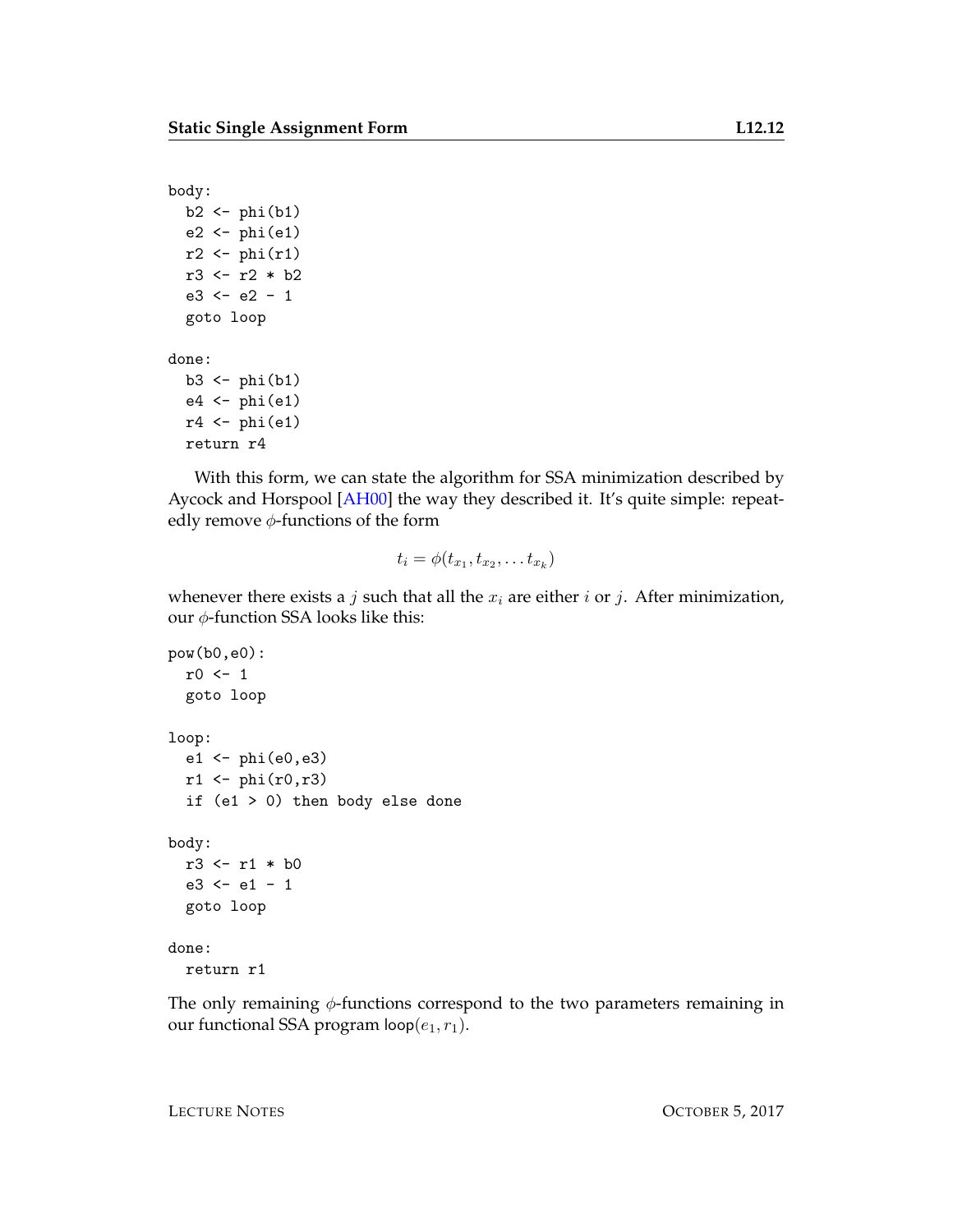```
body:
  b2 <- phi(b1)
  e2 <- phi(e1)
  r2 <- phi(r1)
  r3 <- r2 * b2
  e3 <- e2 - 1
  goto loop

done:
  b3 <- phi(b1)
  e4 <- phi(e1)
  r4 <- phi(e1)
  return r4
```

With this form, we can state the algorithm for SSA minimization described by Aycock and Horspool [AH00] the way they described it. It's quite simple: repeatedly remove $\phi$-functions of the form

$$t_i = \phi(t_{x_1}, t_{x_2}, \ldots t_{x_k})$$

whenever there exists a $j$ such that all the $x_i$ are either $i$ or $j$. After minimization, our $\phi$-function SSA looks like this:

```
pow(b0,e0):
  r0 <- 1
  goto loop

loop:
  e1 <- phi(e0,e3)
  r1 <- phi(r0,r3)
  if (e1 > 0) then body else done

body:
  r3 <- r1 * b0
  e3 <- e1 - 1
  goto loop

done:
  return r1
```

The only remaining $\phi$-functions correspond to the two parameters remaining in our functional SSA program $\mathsf{loop}(e_1, r_1)$.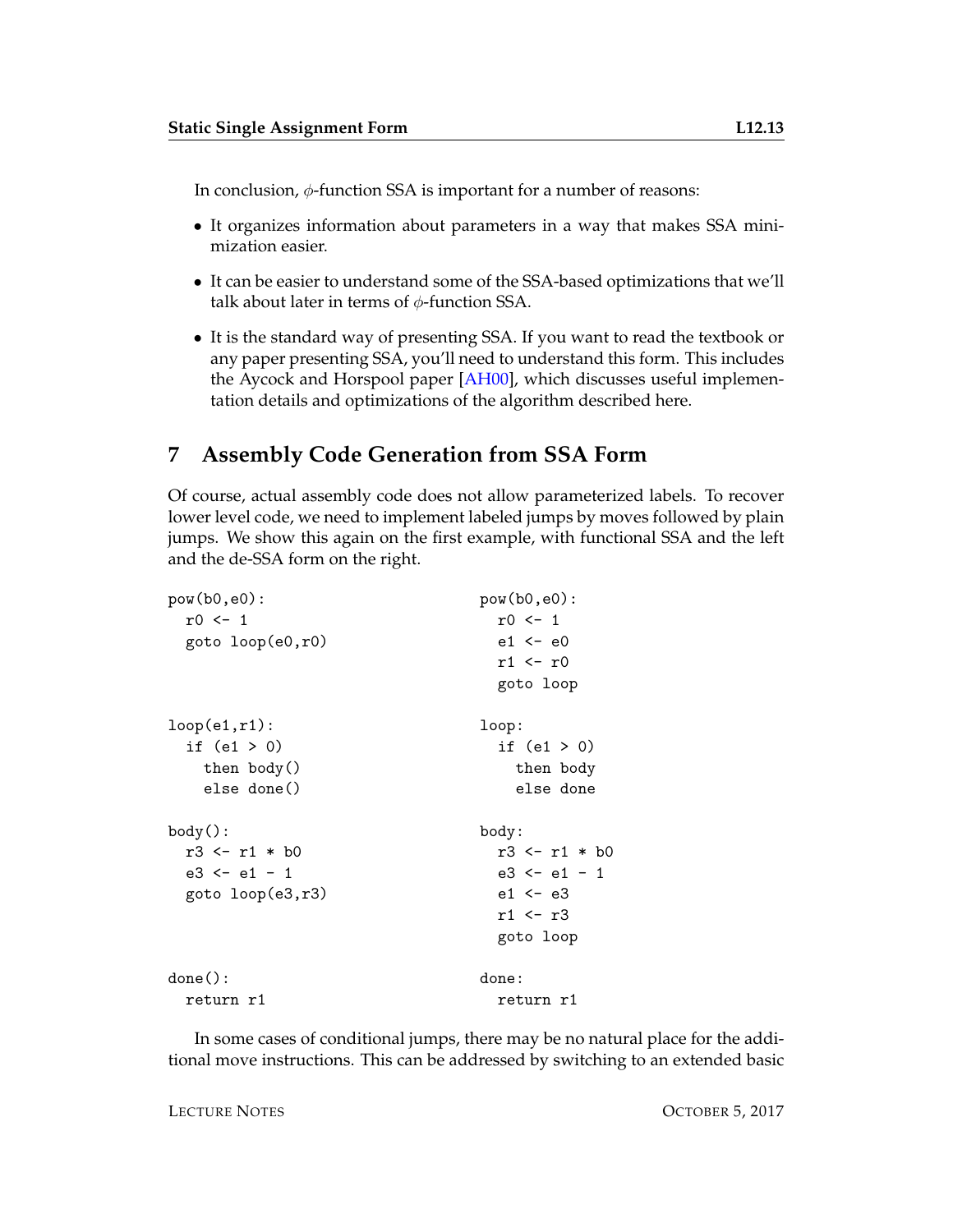In conclusion, $\phi$-function SSA is important for a number of reasons:

- It organizes information about parameters in a way that makes SSA minimization easier.
- It can be easier to understand some of the SSA-based optimizations that we'll talk about later in terms of $\phi$-function SSA.
- It is the standard way of presenting SSA. If you want to read the textbook or any paper presenting SSA, you'll need to understand this form. This includes the Aycock and Horspool paper [AH00], which discusses useful implementation details and optimizations of the algorithm described here.

## 7 Assembly Code Generation from SSA Form

Of course, actual assembly code does not allow parameterized labels. To recover lower level code, we need to implement labeled jumps by moves followed by plain jumps. We show this again on the first example, with functional SSA and the left and the de-SSA form on the right.

```
pow(b0,e0):                     pow(b0,e0):
  r0 <- 1                         r0 <- 1
  goto loop(e0,r0)                e1 <- e0
                                  r1 <- r0
                                  goto loop

loop(e1,r1):                    loop:
  if (e1 > 0)                     if (e1 > 0)
    then body()                     then body
    else done()                     else done

body():                         body:
  r3 <- r1 * b0                   r3 <- r1 * b0
  e3 <- e1 - 1                    e3 <- e1 - 1
  goto loop(e3,r3)                e1 <- e3
                                  r1 <- r3
                                  goto loop

done():                         done:
  return r1                       return r1
```

In some cases of conditional jumps, there may be no natural place for the additional move instructions. This can be addressed by switching to an extended basic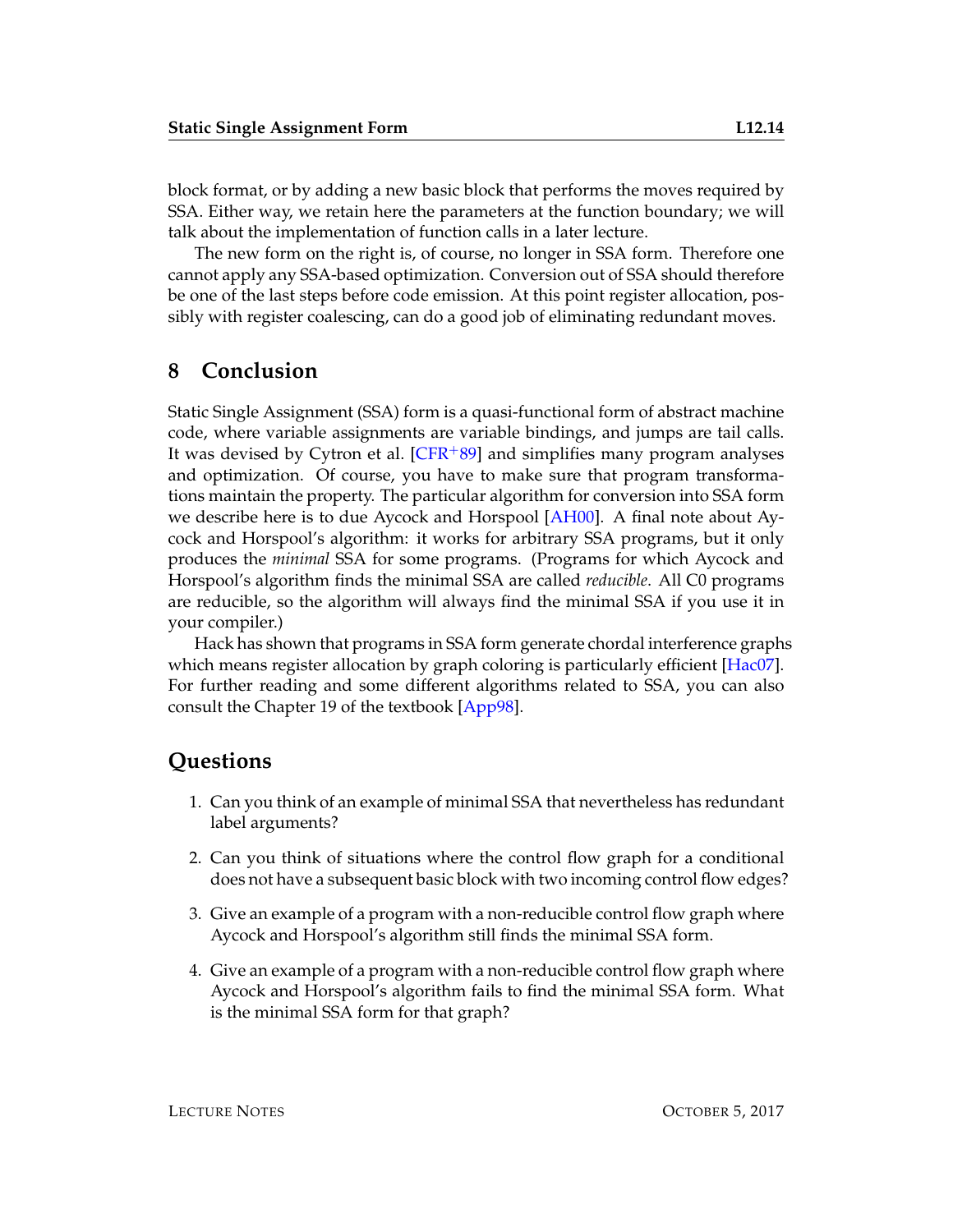block format, or by adding a new basic block that performs the moves required by SSA. Either way, we retain here the parameters at the function boundary; we will talk about the implementation of function calls in a later lecture.

The new form on the right is, of course, no longer in SSA form. Therefore one cannot apply any SSA-based optimization. Conversion out of SSA should therefore be one of the last steps before code emission. At this point register allocation, possibly with register coalescing, can do a good job of eliminating redundant moves.

## 8 Conclusion

Static Single Assignment (SSA) form is a quasi-functional form of abstract machine code, where variable assignments are variable bindings, and jumps are tail calls. It was devised by Cytron et al. [CFR+89] and simplifies many program analyses and optimization. Of course, you have to make sure that program transformations maintain the property. The particular algorithm for conversion into SSA form we describe here is to due Aycock and Horspool [AH00]. A final note about Aycock and Horspool's algorithm: it works for arbitrary SSA programs, but it only produces the *minimal* SSA for some programs. (Programs for which Aycock and Horspool's algorithm finds the minimal SSA are called *reducible*. All C0 programs are reducible, so the algorithm will always find the minimal SSA if you use it in your compiler.)

Hack has shown that programs in SSA form generate chordal interference graphs which means register allocation by graph coloring is particularly efficient [Hac07]. For further reading and some different algorithms related to SSA, you can also consult the Chapter 19 of the textbook [App98].

## Questions

1. Can you think of an example of minimal SSA that nevertheless has redundant label arguments?
2. Can you think of situations where the control flow graph for a conditional does not have a subsequent basic block with two incoming control flow edges?
3. Give an example of a program with a non-reducible control flow graph where Aycock and Horspool's algorithm still finds the minimal SSA form.
4. Give an example of a program with a non-reducible control flow graph where Aycock and Horspool's algorithm fails to find the minimal SSA form. What is the minimal SSA form for that graph?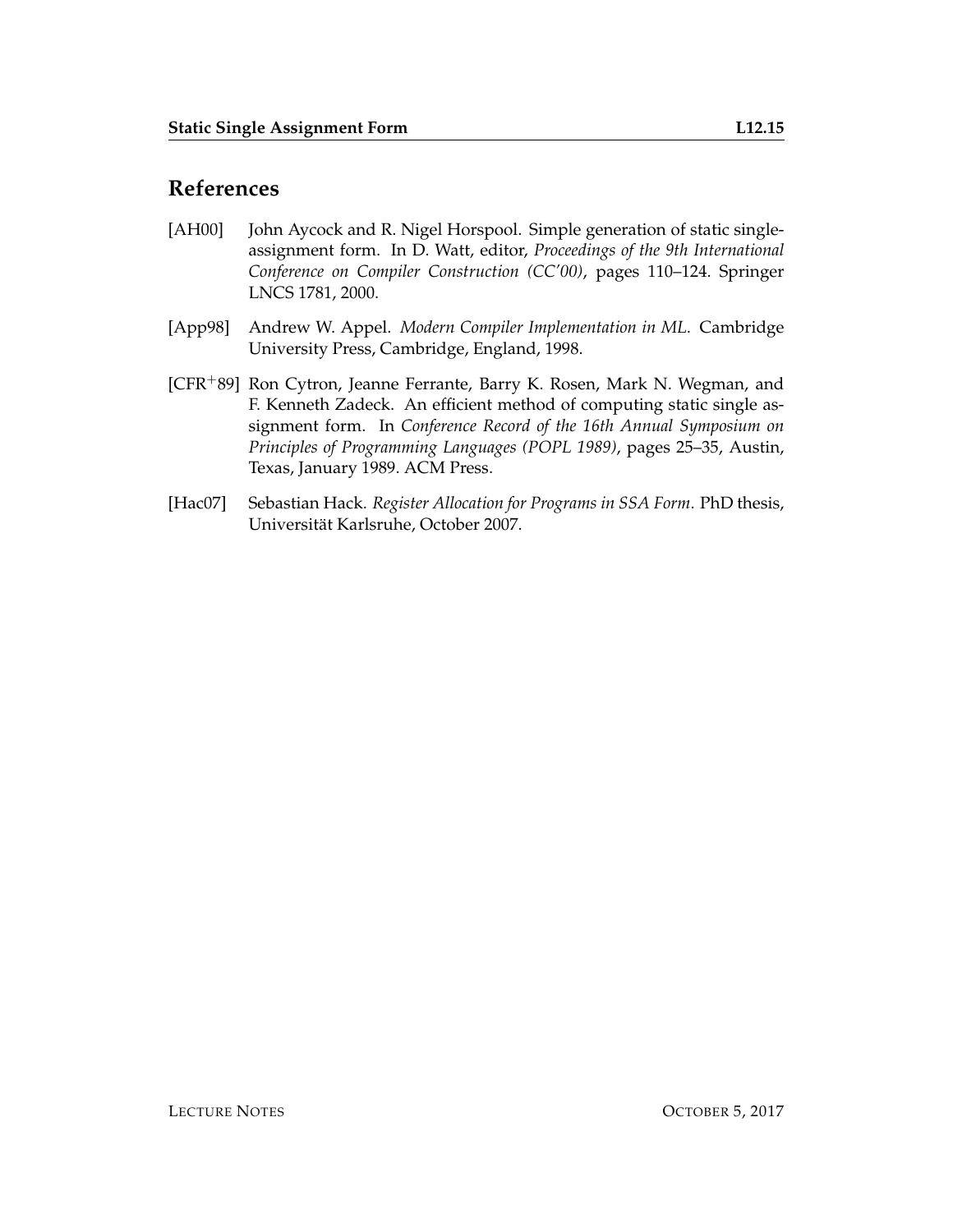## References

[AH00] John Aycock and R. Nigel Horspool. Simple generation of static single-assignment form. In D. Watt, editor, *Proceedings of the 9th International Conference on Compiler Construction (CC'00)*, pages 110–124. Springer LNCS 1781, 2000.

[App98] Andrew W. Appel. *Modern Compiler Implementation in ML*. Cambridge University Press, Cambridge, England, 1998.

[CFR+89] Ron Cytron, Jeanne Ferrante, Barry K. Rosen, Mark N. Wegman, and F. Kenneth Zadeck. An efficient method of computing static single assignment form. In *Conference Record of the 16th Annual Symposium on Principles of Programming Languages (POPL 1989)*, pages 25–35, Austin, Texas, January 1989. ACM Press.

[Hac07] Sebastian Hack. *Register Allocation for Programs in SSA Form*. PhD thesis, Universität Karlsruhe, October 2007.